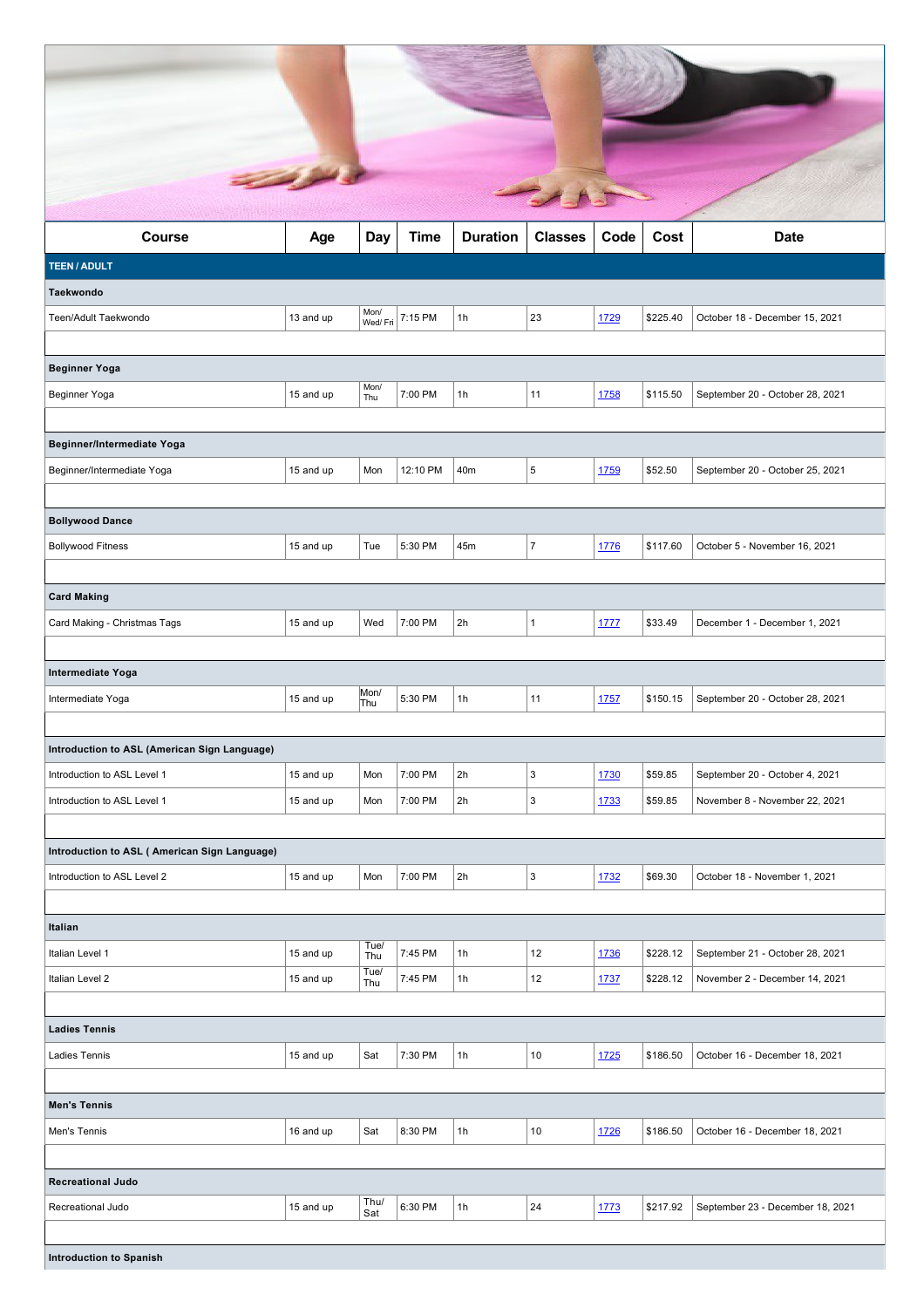| Course | Age | Day | Time | Duration | Classes | Code | Cost | Date |
|---|---|---|---|---|---|---|---|---|
| **TEEN / ADULT** | | | | | | | | |
| **Taekwondo** | | | | | | | | |
| Teen/Adult Taekwondo | 13 and up | Mon/ Wed/ Fri | 7:15 PM | 1h | 23 | 1729 | $225.40 | October 18 - December 15, 2021 |
| | | | | | | | | |
| **Beginner Yoga** | | | | | | | | |
| Beginner Yoga | 15 and up | Mon/ Thu | 7:00 PM | 1h | 11 | 1758 | $115.50 | September 20 - October 28, 2021 |
| | | | | | | | | |
| **Beginner/Intermediate Yoga** | | | | | | | | |
| Beginner/Intermediate Yoga | 15 and up | Mon | 12:10 PM | 40m | 5 | 1759 | $52.50 | September 20 - October 25, 2021 |
| | | | | | | | | |
| **Bollywood Dance** | | | | | | | | |
| Bollywood Fitness | 15 and up | Tue | 5:30 PM | 45m | 7 | 1776 | $117.60 | October 5 - November 16, 2021 |
| | | | | | | | | |
| **Card Making** | | | | | | | | |
| Card Making - Christmas Tags | 15 and up | Wed | 7:00 PM | 2h | 1 | 1777 | $33.49 | December 1 - December 1, 2021 |
| | | | | | | | | |
| **Intermediate Yoga** | | | | | | | | |
| Intermediate Yoga | 15 and up | Mon/ Thu | 5:30 PM | 1h | 11 | 1757 | $150.15 | September 20 - October 28, 2021 |
| | | | | | | | | |
| **Introduction to ASL (American Sign Language)** | | | | | | | | |
| Introduction to ASL Level 1 | 15 and up | Mon | 7:00 PM | 2h | 3 | 1730 | $59.85 | September 20 - October 4, 2021 |
| Introduction to ASL Level 1 | 15 and up | Mon | 7:00 PM | 2h | 3 | 1733 | $59.85 | November 8 - November 22, 2021 |
| | | | | | | | | |
| **Introduction to ASL ( American Sign Language)** | | | | | | | | |
| Introduction to ASL Level 2 | 15 and up | Mon | 7:00 PM | 2h | 3 | 1732 | $69.30 | October 18 - November 1, 2021 |
| | | | | | | | | |
| **Italian** | | | | | | | | |
| Italian Level 1 | 15 and up | Tue/ Thu | 7:45 PM | 1h | 12 | 1736 | $228.12 | September 21 - October 28, 2021 |
| Italian Level 2 | 15 and up | Tue/ Thu | 7:45 PM | 1h | 12 | 1737 | $228.12 | November 2 - December 14, 2021 |
| | | | | | | | | |
| **Ladies Tennis** | | | | | | | | |
| Ladies Tennis | 15 and up | Sat | 7:30 PM | 1h | 10 | 1725 | $186.50 | October 16 - December 18, 2021 |
| | | | | | | | | |
| **Men's Tennis** | | | | | | | | |
| Men's Tennis | 16 and up | Sat | 8:30 PM | 1h | 10 | 1726 | $186.50 | October 16 - December 18, 2021 |
| | | | | | | | | |
| **Recreational Judo** | | | | | | | | |
| Recreational Judo | 15 and up | Thu/ Sat | 6:30 PM | 1h | 24 | 1773 | $217.92 | September 23 - December 18, 2021 |
| | | | | | | | | |
| **Introduction to Spanish** | | | | | | | | |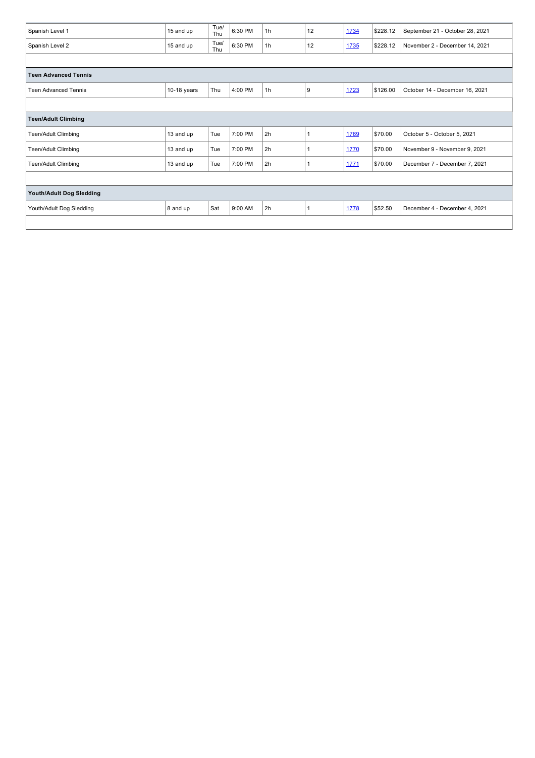| | | | | | | | | |
|---|---|---|---|---|---|---|---|---|
| Spanish Level 1 | 15 and up | Tue/ Thu | 6:30 PM | 1h | 12 | 1734 | $228.12 | September 21 - October 28, 2021 |
| Spanish Level 2 | 15 and up | Tue/ Thu | 6:30 PM | 1h | 12 | 1735 | $228.12 | November 2 - December 14, 2021 |
| | | | | | | | | |
| **Teen Advanced Tennis** | | | | | | | | |
| Teen Advanced Tennis | 10-18 years | Thu | 4:00 PM | 1h | 9 | 1723 | $126.00 | October 14 - December 16, 2021 |
| | | | | | | | | |
| **Teen/Adult Climbing** | | | | | | | | |
| Teen/Adult Climbing | 13 and up | Tue | 7:00 PM | 2h | 1 | 1769 | $70.00 | October 5 - October 5, 2021 |
| Teen/Adult Climbing | 13 and up | Tue | 7:00 PM | 2h | 1 | 1770 | $70.00 | November 9 - November 9, 2021 |
| Teen/Adult Climbing | 13 and up | Tue | 7:00 PM | 2h | 1 | 1771 | $70.00 | December 7 - December 7, 2021 |
| | | | | | | | | |
| **Youth/Adult Dog Sledding** | | | | | | | | |
| Youth/Adult Dog Sledding | 8 and up | Sat | 9:00 AM | 2h | 1 | 1778 | $52.50 | December 4 - December 4, 2021 |